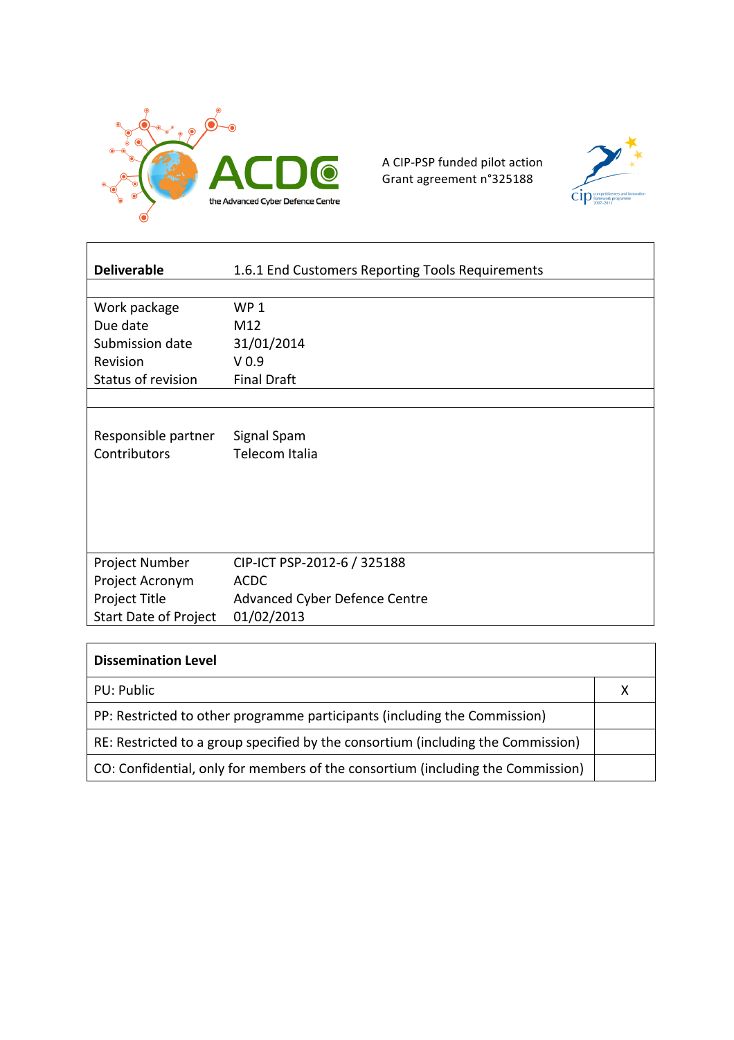ACDC
the Advanced Cyber Defence Centre

A CIP-PSP funded pilot action
Grant agreement n°325188

| | |
|---|---|
| **Deliverable** | 1.6.1 End Customers Reporting Tools Requirements |
| | |
| Work package | WP 1 |
| Due date | M12 |
| Submission date | 31/01/2014 |
| Revision | V 0.9 |
| Status of revision | Final Draft |
| | |
| Responsible partner | Signal Spam |
| Contributors | Telecom Italia |
| Project Number | CIP-ICT PSP-2012-6 / 325188 |
| Project Acronym | ACDC |
| Project Title | Advanced Cyber Defence Centre |
| Start Date of Project | 01/02/2013 |

| **Dissemination Level** | |
|---|---|
| PU: Public | X |
| PP: Restricted to other programme participants (including the Commission) | |
| RE: Restricted to a group specified by the consortium (including the Commission) | |
| CO: Confidential, only for members of the consortium (including the Commission) | |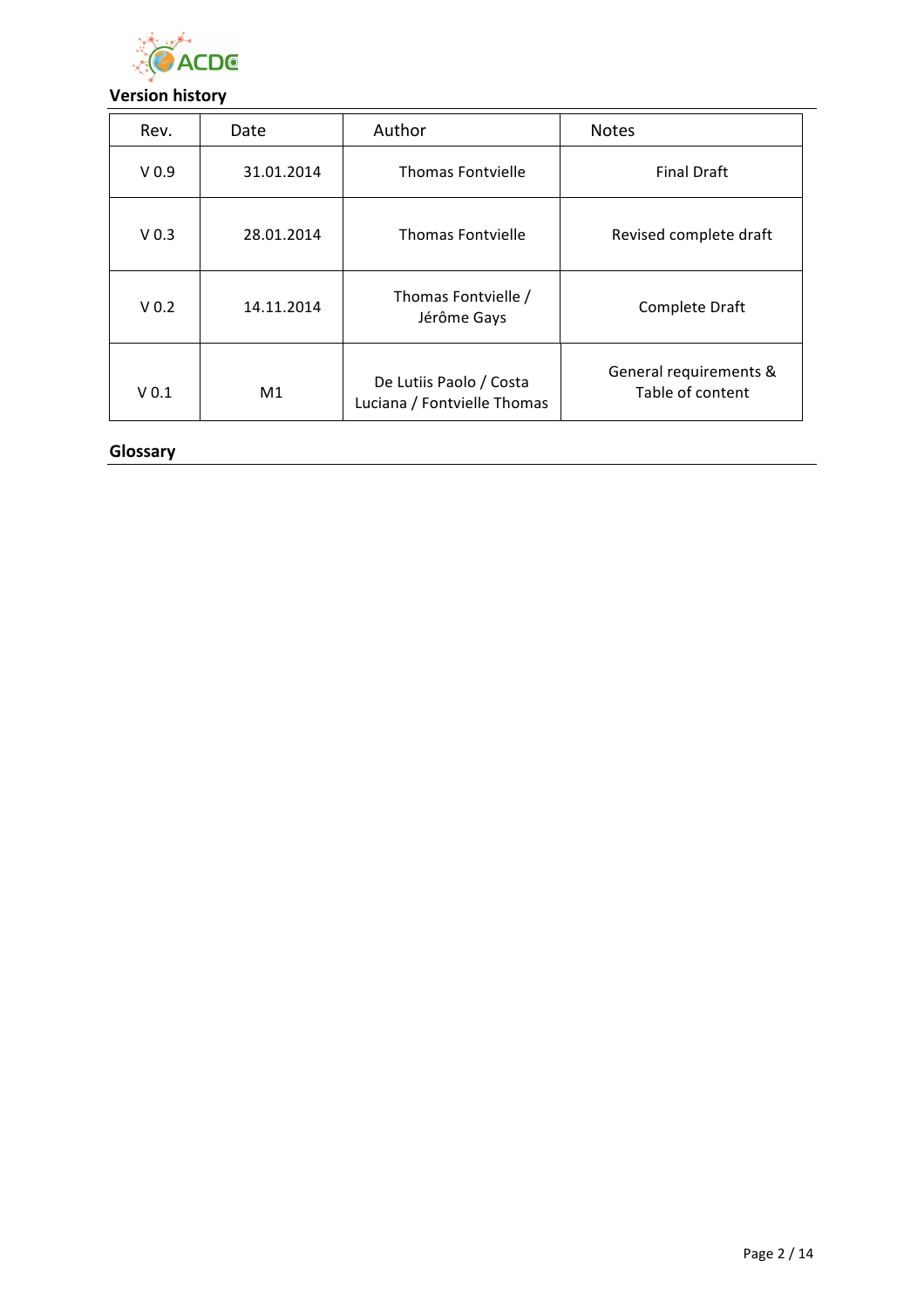## Version history

| Rev. | Date | Author | Notes |
|---|---|---|---|
| V 0.9 | 31.01.2014 | Thomas Fontvielle | Final Draft |
| V 0.3 | 28.01.2014 | Thomas Fontvielle | Revised complete draft |
| V 0.2 | 14.11.2014 | Thomas Fontvielle / Jérôme Gays | Complete Draft |
| V 0.1 | M1 | De Lutiis Paolo / Costa Luciana / Fontvielle Thomas | General requirements & Table of content |

## Glossary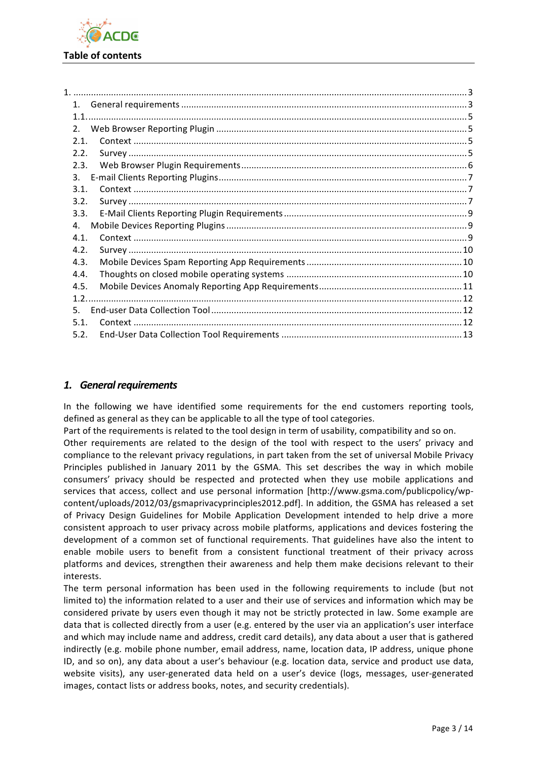**Table of contents**

1. ........................................................................................................................................... 3
1. General requirements ............................................................................................................. 3
1.1. ..................................................................................................................................... 5
2. Web Browser Reporting Plugin ................................................................................................ 5
2.1. Context ................................................................................................................................ 5
2.2. Survey .................................................................................................................................. 5
2.3. Web Browser Plugin Requirements ........................................................................................ 6
3. E-mail Clients Reporting Plugins ................................................................................................ 7
3.1. Context ................................................................................................................................ 7
3.2. Survey .................................................................................................................................. 7
3.3. E-Mail Clients Reporting Plugin Requirements ....................................................................... 9
4. Mobile Devices Reporting Plugins ............................................................................................. 9
4.1. Context ................................................................................................................................ 9
4.2. Survey ................................................................................................................................ 10
4.3. Mobile Devices Spam Reporting App Requirements ............................................................ 10
4.4. Thoughts on closed mobile operating systems ..................................................................... 10
4.5. Mobile Devices Anomaly Reporting App Requirements ........................................................ 11
1.2. ................................................................................................................................... 12
5. End-user Data Collection Tool ................................................................................................. 12
5.1. Context .............................................................................................................................. 12
5.2. End-User Data Collection Tool Requirements ...................................................................... 13

## *1. General requirements*

In the following we have identified some requirements for the end customers reporting tools, defined as general as they can be applicable to all the type of tool categories.
Part of the requirements is related to the tool design in term of usability, compatibility and so on.
Other requirements are related to the design of the tool with respect to the users' privacy and compliance to the relevant privacy regulations, in part taken from the set of universal Mobile Privacy Principles published in January 2011 by the GSMA. This set describes the way in which mobile consumers' privacy should be respected and protected when they use mobile applications and services that access, collect and use personal information [http://www.gsma.com/publicpolicy/wp-content/uploads/2012/03/gsmaprivacyprinciples2012.pdf]. In addition, the GSMA has released a set of Privacy Design Guidelines for Mobile Application Development intended to help drive a more consistent approach to user privacy across mobile platforms, applications and devices fostering the development of a common set of functional requirements. That guidelines have also the intent to enable mobile users to benefit from a consistent functional treatment of their privacy across platforms and devices, strengthen their awareness and help them make decisions relevant to their interests.
The term personal information has been used in the following requirements to include (but not limited to) the information related to a user and their use of services and information which may be considered private by users even though it may not be strictly protected in law. Some example are data that is collected directly from a user (e.g. entered by the user via an application's user interface and which may include name and address, credit card details), any data about a user that is gathered indirectly (e.g. mobile phone number, email address, name, location data, IP address, unique phone ID, and so on), any data about a user's behaviour (e.g. location data, service and product use data, website visits), any user-generated data held on a user's device (logs, messages, user-generated images, contact lists or address books, notes, and security credentials).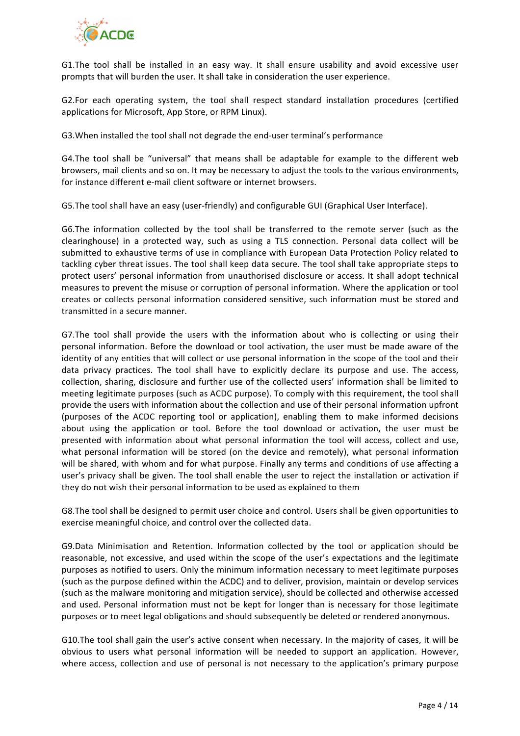G1.The tool shall be installed in an easy way. It shall ensure usability and avoid excessive user prompts that will burden the user. It shall take in consideration the user experience.

G2.For each operating system, the tool shall respect standard installation procedures (certified applications for Microsoft, App Store, or RPM Linux).

G3.When installed the tool shall not degrade the end-user terminal's performance

G4.The tool shall be "universal" that means shall be adaptable for example to the different web browsers, mail clients and so on. It may be necessary to adjust the tools to the various environments, for instance different e-mail client software or internet browsers.

G5.The tool shall have an easy (user-friendly) and configurable GUI (Graphical User Interface).

G6.The information collected by the tool shall be transferred to the remote server (such as the clearinghouse) in a protected way, such as using a TLS connection. Personal data collect will be submitted to exhaustive terms of use in compliance with European Data Protection Policy related to tackling cyber threat issues. The tool shall keep data secure. The tool shall take appropriate steps to protect users' personal information from unauthorised disclosure or access. It shall adopt technical measures to prevent the misuse or corruption of personal information. Where the application or tool creates or collects personal information considered sensitive, such information must be stored and transmitted in a secure manner.

G7.The tool shall provide the users with the information about who is collecting or using their personal information. Before the download or tool activation, the user must be made aware of the identity of any entities that will collect or use personal information in the scope of the tool and their data privacy practices. The tool shall have to explicitly declare its purpose and use. The access, collection, sharing, disclosure and further use of the collected users' information shall be limited to meeting legitimate purposes (such as ACDC purpose). To comply with this requirement, the tool shall provide the users with information about the collection and use of their personal information upfront (purposes of the ACDC reporting tool or application), enabling them to make informed decisions about using the application or tool. Before the tool download or activation, the user must be presented with information about what personal information the tool will access, collect and use, what personal information will be stored (on the device and remotely), what personal information will be shared, with whom and for what purpose. Finally any terms and conditions of use affecting a user's privacy shall be given. The tool shall enable the user to reject the installation or activation if they do not wish their personal information to be used as explained to them

G8.The tool shall be designed to permit user choice and control. Users shall be given opportunities to exercise meaningful choice, and control over the collected data.

G9.Data Minimisation and Retention. Information collected by the tool or application should be reasonable, not excessive, and used within the scope of the user's expectations and the legitimate purposes as notified to users. Only the minimum information necessary to meet legitimate purposes (such as the purpose defined within the ACDC) and to deliver, provision, maintain or develop services (such as the malware monitoring and mitigation service), should be collected and otherwise accessed and used. Personal information must not be kept for longer than is necessary for those legitimate purposes or to meet legal obligations and should subsequently be deleted or rendered anonymous.

G10.The tool shall gain the user's active consent when necessary. In the majority of cases, it will be obvious to users what personal information will be needed to support an application. However, where access, collection and use of personal is not necessary to the application's primary purpose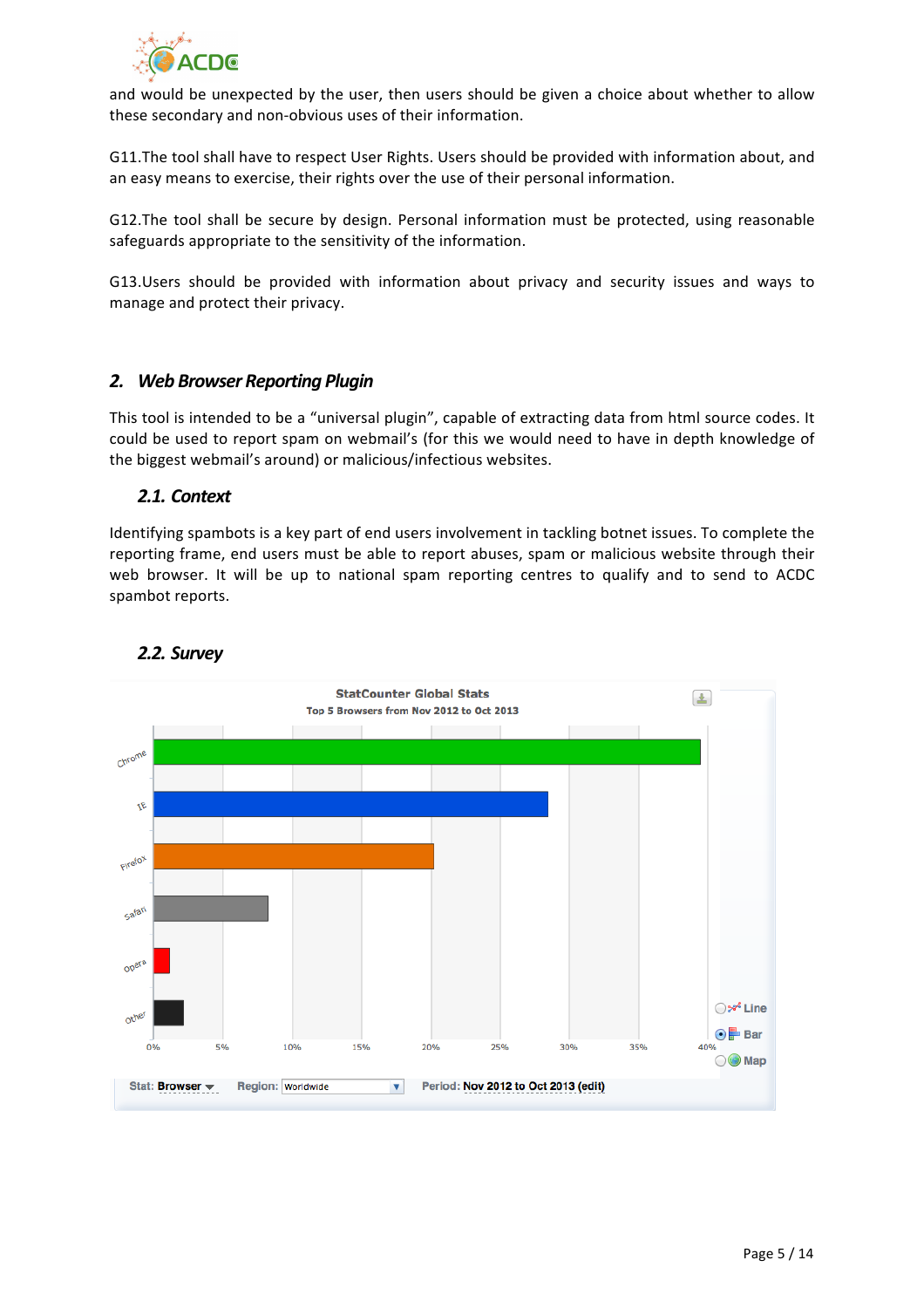and would be unexpected by the user, then users should be given a choice about whether to allow these secondary and non-obvious uses of their information.

G11.The tool shall have to respect User Rights. Users should be provided with information about, and an easy means to exercise, their rights over the use of their personal information.

G12.The tool shall be secure by design. Personal information must be protected, using reasonable safeguards appropriate to the sensitivity of the information.

G13.Users should be provided with information about privacy and security issues and ways to manage and protect their privacy.

## *2. Web Browser Reporting Plugin*

This tool is intended to be a "universal plugin", capable of extracting data from html source codes. It could be used to report spam on webmail's (for this we would need to have in depth knowledge of the biggest webmail's around) or malicious/infectious websites.

### *2.1. Context*

Identifying spambots is a key part of end users involvement in tackling botnet issues. To complete the reporting frame, end users must be able to report abuses, spam or malicious website through their web browser. It will be up to national spam reporting centres to qualify and to send to ACDC spambot reports.

### *2.2. Survey*

StatCounter Global Stats
Top 5 Browsers from Nov 2012 to Oct 2013

Chrome, IE, Firefox, Safari, Opera, Other

0% 5% 10% 15% 20% 25% 30% 35% 40%

Line Bar Map

Stat: Browser Region: Worldwide Period: Nov 2012 to Oct 2013 (edit)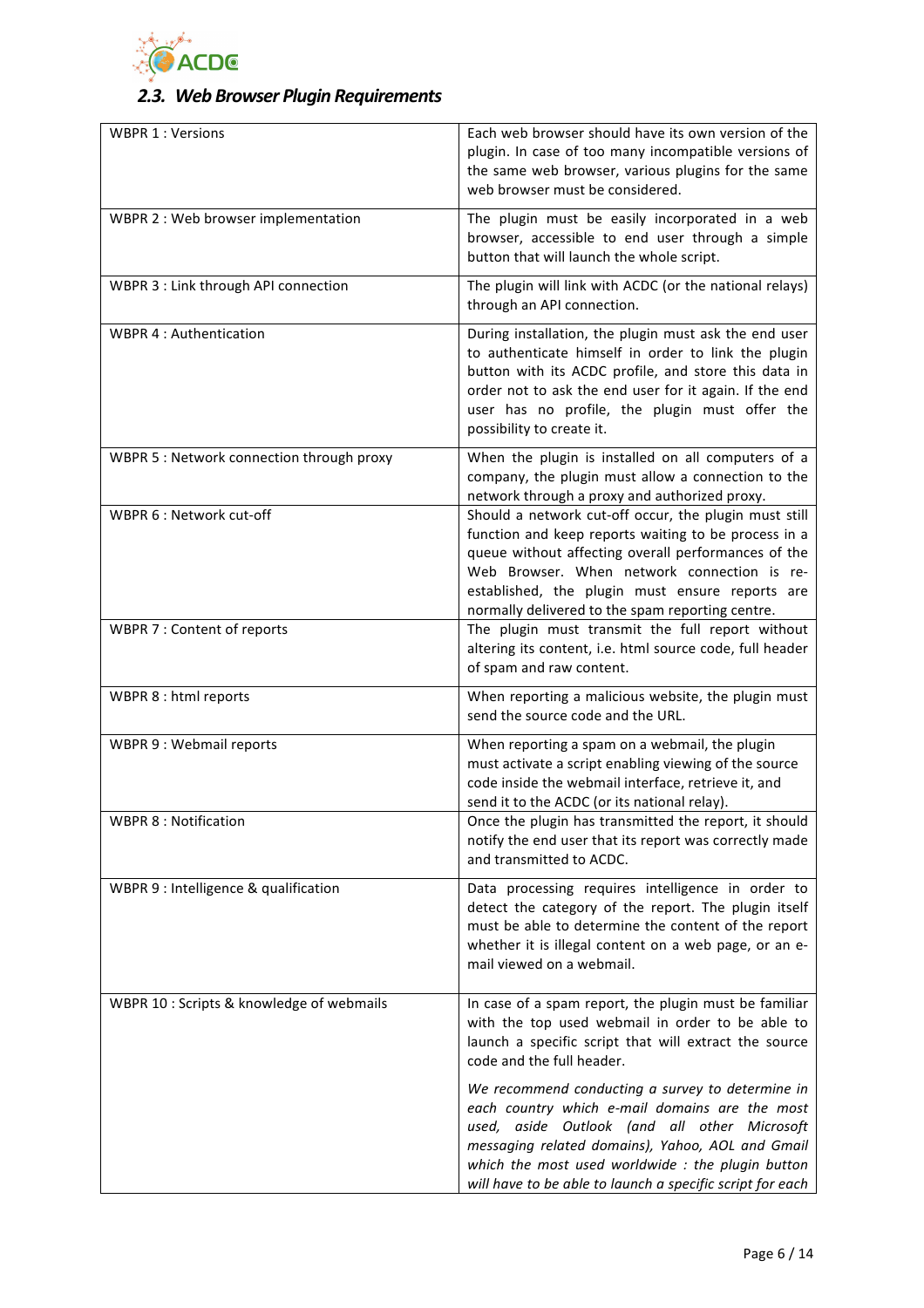### 2.3. Web Browser Plugin Requirements

| | |
|---|---|
| WBPR 1 : Versions | Each web browser should have its own version of the plugin. In case of too many incompatible versions of the same web browser, various plugins for the same web browser must be considered. |
| WBPR 2 : Web browser implementation | The plugin must be easily incorporated in a web browser, accessible to end user through a simple button that will launch the whole script. |
| WBPR 3 : Link through API connection | The plugin will link with ACDC (or the national relays) through an API connection. |
| WBPR 4 : Authentication | During installation, the plugin must ask the end user to authenticate himself in order to link the plugin button with its ACDC profile, and store this data in order not to ask the end user for it again. If the end user has no profile, the plugin must offer the possibility to create it. |
| WBPR 5 : Network connection through proxy | When the plugin is installed on all computers of a company, the plugin must allow a connection to the network through a proxy and authorized proxy. |
| WBPR 6 : Network cut-off | Should a network cut-off occur, the plugin must still function and keep reports waiting to be process in a queue without affecting overall performances of the Web Browser. When network connection is re-established, the plugin must ensure reports are normally delivered to the spam reporting centre. |
| WBPR 7 : Content of reports | The plugin must transmit the full report without altering its content, i.e. html source code, full header of spam and raw content. |
| WBPR 8 : html reports | When reporting a malicious website, the plugin must send the source code and the URL. |
| WBPR 9 : Webmail reports | When reporting a spam on a webmail, the plugin must activate a script enabling viewing of the source code inside the webmail interface, retrieve it, and send it to the ACDC (or its national relay). |
| WBPR 8 : Notification | Once the plugin has transmitted the report, it should notify the end user that its report was correctly made and transmitted to ACDC. |
| WBPR 9 : Intelligence & qualification | Data processing requires intelligence in order to detect the category of the report. The plugin itself must be able to determine the content of the report whether it is illegal content on a web page, or an e-mail viewed on a webmail. |
| WBPR 10 : Scripts & knowledge of webmails | In case of a spam report, the plugin must be familiar with the top used webmail in order to be able to launch a specific script that will extract the source code and the full header.<br><br>*We recommend conducting a survey to determine in each country which e-mail domains are the most used, aside Outlook (and all other Microsoft messaging related domains), Yahoo, AOL and Gmail which the most used worldwide : the plugin button will have to be able to launch a specific script for each* |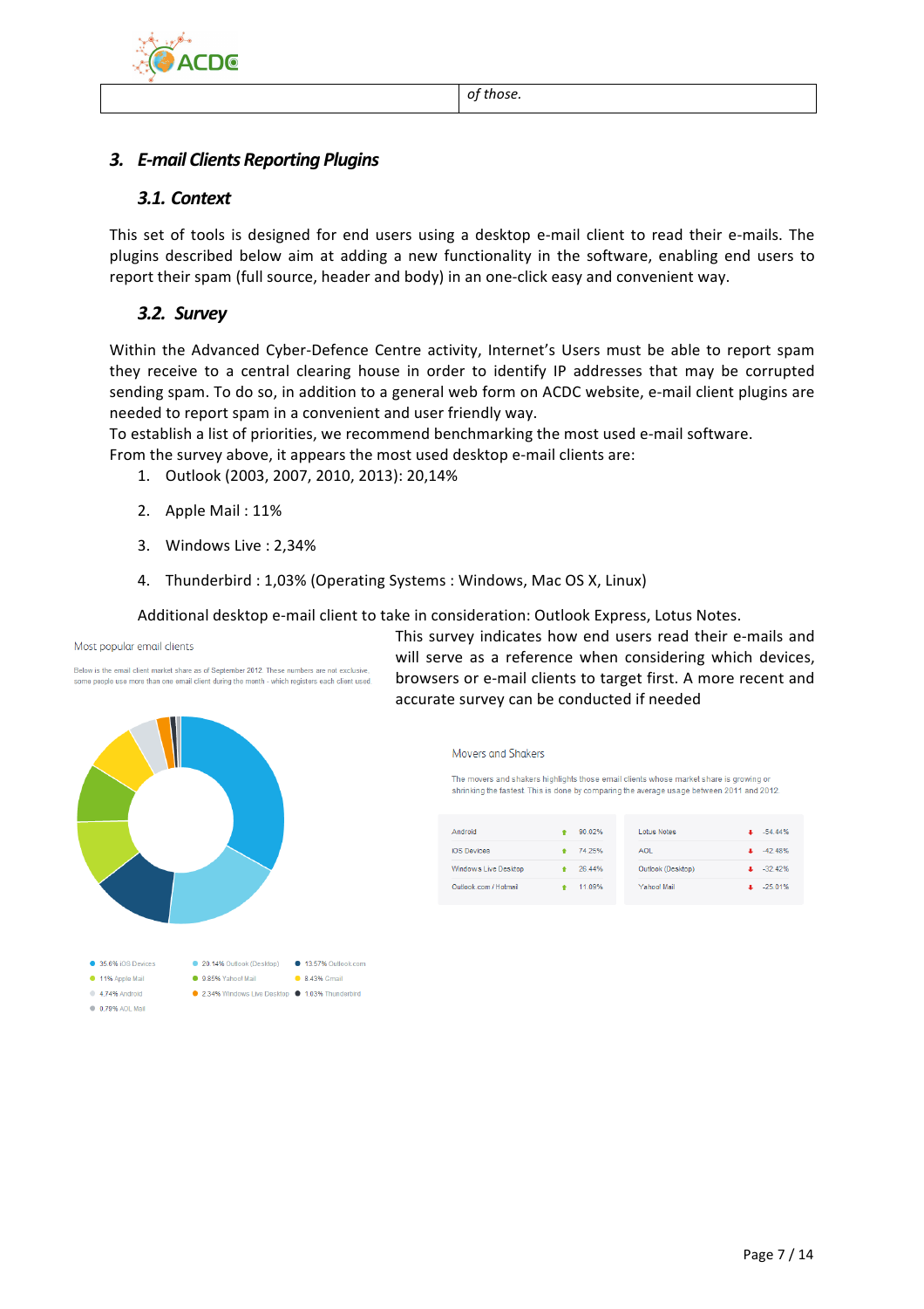| | *of those.* |
|---|---|

## 3. E-mail Clients Reporting Plugins

### 3.1. Context

This set of tools is designed for end users using a desktop e-mail client to read their e-mails. The plugins described below aim at adding a new functionality in the software, enabling end users to report their spam (full source, header and body) in an one-click easy and convenient way.

### 3.2. Survey

Within the Advanced Cyber-Defence Centre activity, Internet's Users must be able to report spam they receive to a central clearing house in order to identify IP addresses that may be corrupted sending spam. To do so, in addition to a general web form on ACDC website, e-mail client plugins are needed to report spam in a convenient and user friendly way.
To establish a list of priorities, we recommend benchmarking the most used e-mail software.
From the survey above, it appears the most used desktop e-mail clients are:

1. Outlook (2003, 2007, 2010, 2013): 20,14%
2. Apple Mail : 11%
3. Windows Live : 2,34%
4. Thunderbird : 1,03% (Operating Systems : Windows, Mac OS X, Linux)

Additional desktop e-mail client to take in consideration: Outlook Express, Lotus Notes.

This survey indicates how end users read their e-mails and will serve as a reference when considering which devices, browsers or e-mail clients to target first. A more recent and accurate survey can be conducted if needed

Most popular email clients

Below is the email client market share as of September 2012. These numbers are not exclusive, some people use more than one email client during the month - which registers each client used.

- 35.6% iOS Devices
- 20.14% Outlook (Desktop)
- 13.57% Outlook.com
- 11% Apple Mail
- 9.85% Yahoo! Mail
- 8.43% Gmail
- 4.74% Android
- 2.34% Windows Live Desktop
- 1.03% Thunderbird
- 0.79% AOL Mail

Movers and Shakers

The movers and shakers highlights those email clients whose market share is growing or shrinking the fastest. This is done by comparing the average usage between 2011 and 2012.

| Client | Change | Client | Change |
|---|---|---|---|
| Android | 90.02% | Lotus Notes | -54.44% |
| iOS Devices | 74.25% | AOL | -42.48% |
| Windows Live Desktop | 26.44% | Outlook (Desktop) | -32.42% |
| Outlook.com / Hotmail | 11.09% | Yahoo! Mail | -25.01% |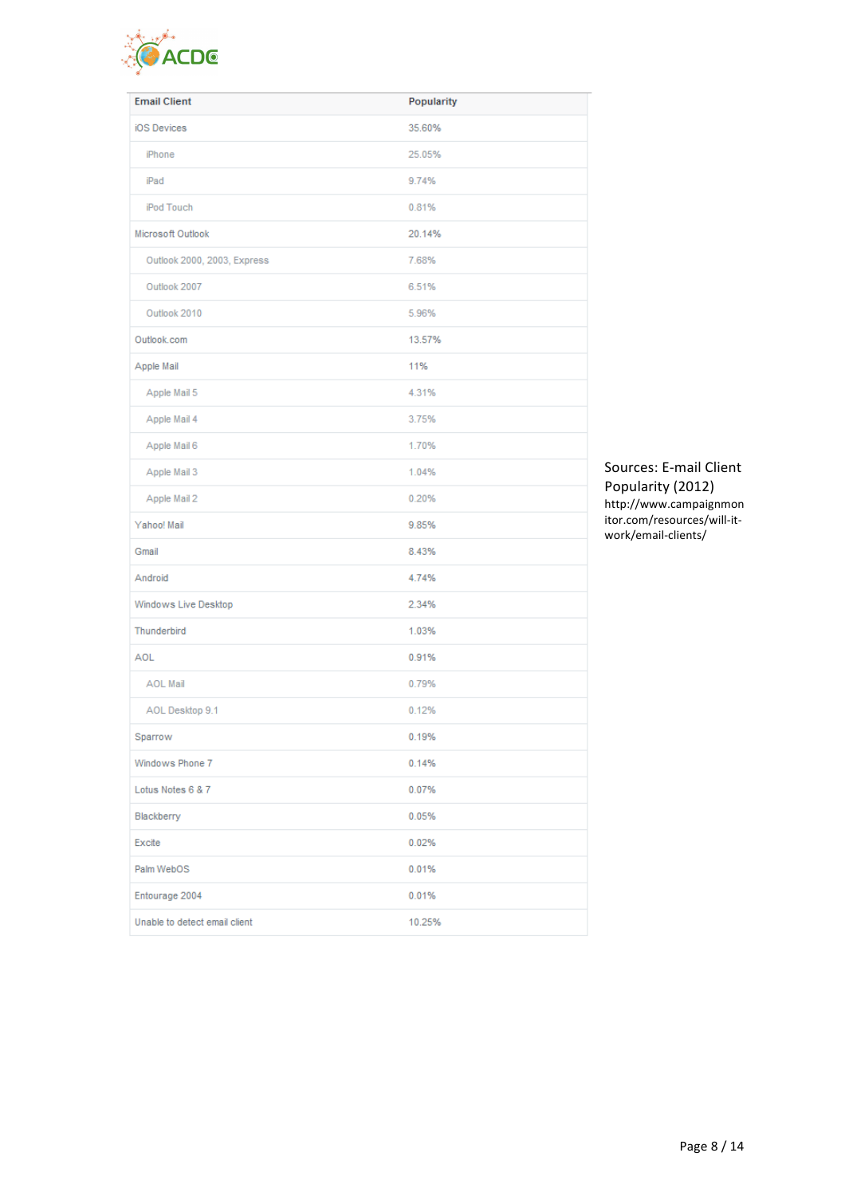| Email Client | Popularity |
|---|---|
| iOS Devices | 35.60% |
| iPhone | 25.05% |
| iPad | 9.74% |
| iPod Touch | 0.81% |
| Microsoft Outlook | 20.14% |
| Outlook 2000, 2003, Express | 7.68% |
| Outlook 2007 | 6.51% |
| Outlook 2010 | 5.96% |
| Outlook.com | 13.57% |
| Apple Mail | 11% |
| Apple Mail 5 | 4.31% |
| Apple Mail 4 | 3.75% |
| Apple Mail 6 | 1.70% |
| Apple Mail 3 | 1.04% |
| Apple Mail 2 | 0.20% |
| Yahoo! Mail | 9.85% |
| Gmail | 8.43% |
| Android | 4.74% |
| Windows Live Desktop | 2.34% |
| Thunderbird | 1.03% |
| AOL | 0.91% |
| AOL Mail | 0.79% |
| AOL Desktop 9.1 | 0.12% |
| Sparrow | 0.19% |
| Windows Phone 7 | 0.14% |
| Lotus Notes 6 & 7 | 0.07% |
| Blackberry | 0.05% |
| Excite | 0.02% |
| Palm WebOS | 0.01% |
| Entourage 2004 | 0.01% |
| Unable to detect email client | 10.25% |

Sources: E-mail Client Popularity (2012)
http://www.campaignmonitor.com/resources/will-it-work/email-clients/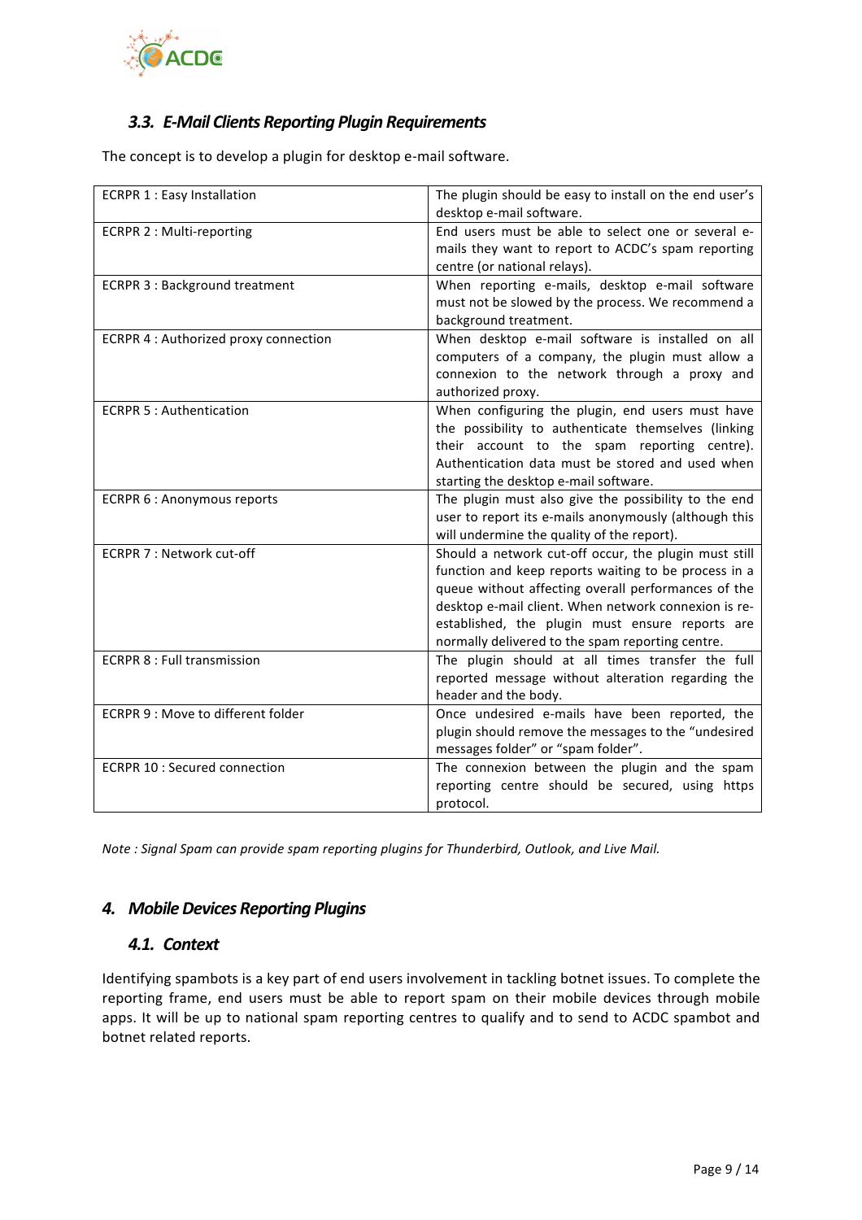### 3.3. E-Mail Clients Reporting Plugin Requirements

The concept is to develop a plugin for desktop e-mail software.

| Requirement | Description |
|---|---|
| ECRPR 1 : Easy Installation | The plugin should be easy to install on the end user's desktop e-mail software. |
| ECRPR 2 : Multi-reporting | End users must be able to select one or several e-mails they want to report to ACDC's spam reporting centre (or national relays). |
| ECRPR 3 : Background treatment | When reporting e-mails, desktop e-mail software must not be slowed by the process. We recommend a background treatment. |
| ECRPR 4 : Authorized proxy connection | When desktop e-mail software is installed on all computers of a company, the plugin must allow a connexion to the network through a proxy and authorized proxy. |
| ECRPR 5 : Authentication | When configuring the plugin, end users must have the possibility to authenticate themselves (linking their account to the spam reporting centre). Authentication data must be stored and used when starting the desktop e-mail software. |
| ECRPR 6 : Anonymous reports | The plugin must also give the possibility to the end user to report its e-mails anonymously (although this will undermine the quality of the report). |
| ECRPR 7 : Network cut-off | Should a network cut-off occur, the plugin must still function and keep reports waiting to be process in a queue without affecting overall performances of the desktop e-mail client. When network connexion is re-established, the plugin must ensure reports are normally delivered to the spam reporting centre. |
| ECRPR 8 : Full transmission | The plugin should at all times transfer the full reported message without alteration regarding the header and the body. |
| ECRPR 9 : Move to different folder | Once undesired e-mails have been reported, the plugin should remove the messages to the "undesired messages folder" or "spam folder". |
| ECRPR 10 : Secured connection | The connexion between the plugin and the spam reporting centre should be secured, using https protocol. |

*Note : Signal Spam can provide spam reporting plugins for Thunderbird, Outlook, and Live Mail.*

## 4. Mobile Devices Reporting Plugins

### 4.1. Context

Identifying spambots is a key part of end users involvement in tackling botnet issues. To complete the reporting frame, end users must be able to report spam on their mobile devices through mobile apps. It will be up to national spam reporting centres to qualify and to send to ACDC spambot and botnet related reports.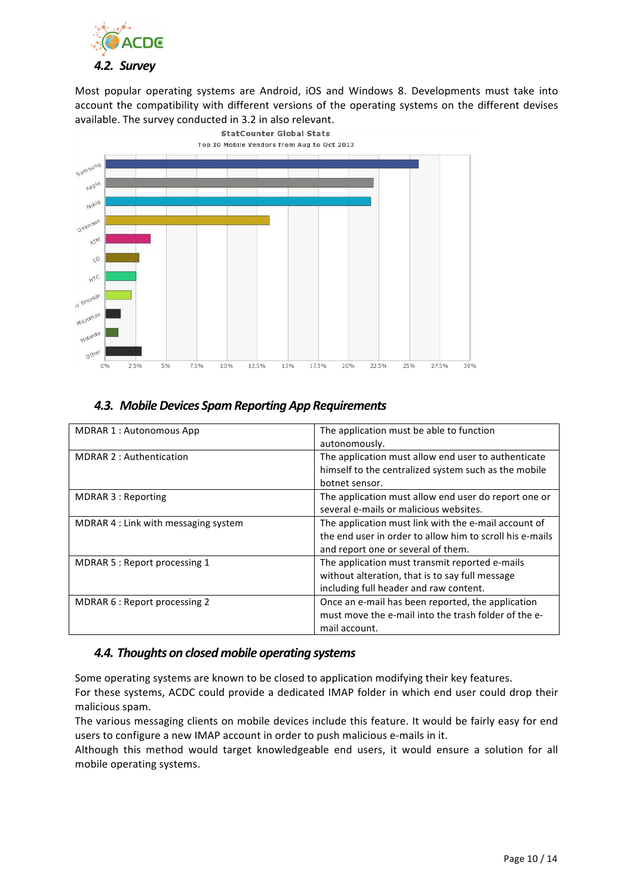## 4.2. Survey

Most popular operating systems are Android, iOS and Windows 8. Developments must take into account the compatibility with different versions of the operating systems on the different devises available. The survey conducted in 3.2 in also relevant.

StatCounter Global Stats
Top 10 Mobile Vendors from Aug to Oct 2013

## 4.3. Mobile Devices Spam Reporting App Requirements

| | |
|---|---|
| MDRAR 1 : Autonomous App | The application must be able to function autonomously. |
| MDRAR 2 : Authentication | The application must allow end user to authenticate himself to the centralized system such as the mobile botnet sensor. |
| MDRAR 3 : Reporting | The application must allow end user do report one or several e-mails or malicious websites. |
| MDRAR 4 : Link with messaging system | The application must link with the e-mail account of the end user in order to allow him to scroll his e-mails and report one or several of them. |
| MDRAR 5 : Report processing 1 | The application must transmit reported e-mails without alteration, that is to say full message including full header and raw content. |
| MDRAR 6 : Report processing 2 | Once an e-mail has been reported, the application must move the e-mail into the trash folder of the e-mail account. |

## 4.4. Thoughts on closed mobile operating systems

Some operating systems are known to be closed to application modifying their key features.
For these systems, ACDC could provide a dedicated IMAP folder in which end user could drop their malicious spam.
The various messaging clients on mobile devices include this feature. It would be fairly easy for end users to configure a new IMAP account in order to push malicious e-mails in it.
Although this method would target knowledgeable end users, it would ensure a solution for all mobile operating systems.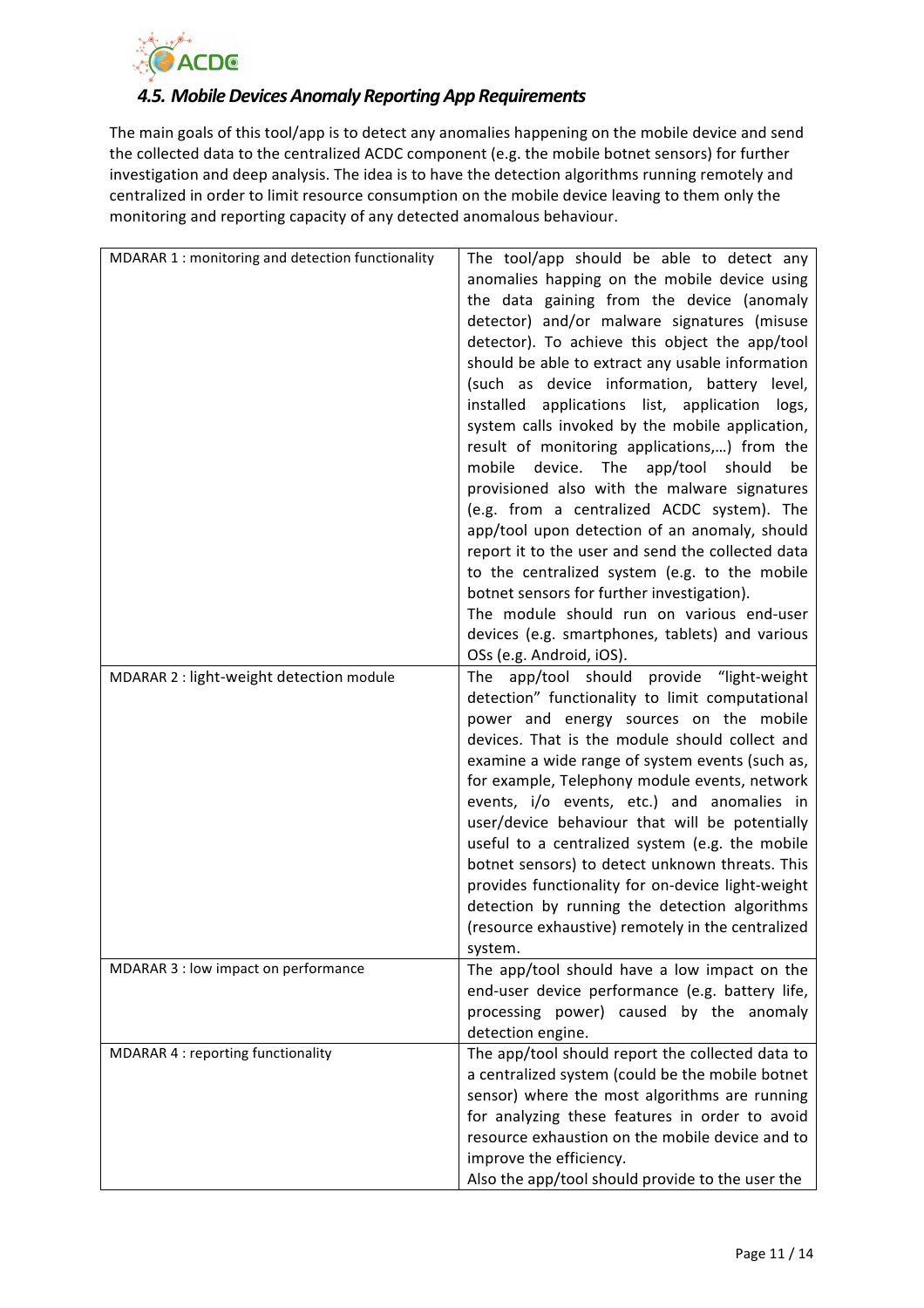### *4.5. Mobile Devices Anomaly Reporting App Requirements*

The main goals of this tool/app is to detect any anomalies happening on the mobile device and send the collected data to the centralized ACDC component (e.g. the mobile botnet sensors) for further investigation and deep analysis. The idea is to have the detection algorithms running remotely and centralized in order to limit resource consumption on the mobile device leaving to them only the monitoring and reporting capacity of any detected anomalous behaviour.

| | |
|---|---|
| MDARAR 1 : monitoring and detection functionality | The tool/app should be able to detect any anomalies happing on the mobile device using the data gaining from the device (anomaly detector) and/or malware signatures (misuse detector). To achieve this object the app/tool should be able to extract any usable information (such as device information, battery level, installed applications list, application logs, system calls invoked by the mobile application, result of monitoring applications,…) from the mobile device. The app/tool should be provisioned also with the malware signatures (e.g. from a centralized ACDC system). The app/tool upon detection of an anomaly, should report it to the user and send the collected data to the centralized system (e.g. to the mobile botnet sensors for further investigation).<br>The module should run on various end-user devices (e.g. smartphones, tablets) and various OSs (e.g. Android, iOS). |
| MDARAR 2 : light-weight detection module | The app/tool should provide "light-weight detection" functionality to limit computational power and energy sources on the mobile devices. That is the module should collect and examine a wide range of system events (such as, for example, Telephony module events, network events, i/o events, etc.) and anomalies in user/device behaviour that will be potentially useful to a centralized system (e.g. the mobile botnet sensors) to detect unknown threats. This provides functionality for on-device light-weight detection by running the detection algorithms (resource exhaustive) remotely in the centralized system. |
| MDARAR 3 : low impact on performance | The app/tool should have a low impact on the end-user device performance (e.g. battery life, processing power) caused by the anomaly detection engine. |
| MDARAR 4 : reporting functionality | The app/tool should report the collected data to a centralized system (could be the mobile botnet sensor) where the most algorithms are running for analyzing these features in order to avoid resource exhaustion on the mobile device and to improve the efficiency.<br>Also the app/tool should provide to the user the |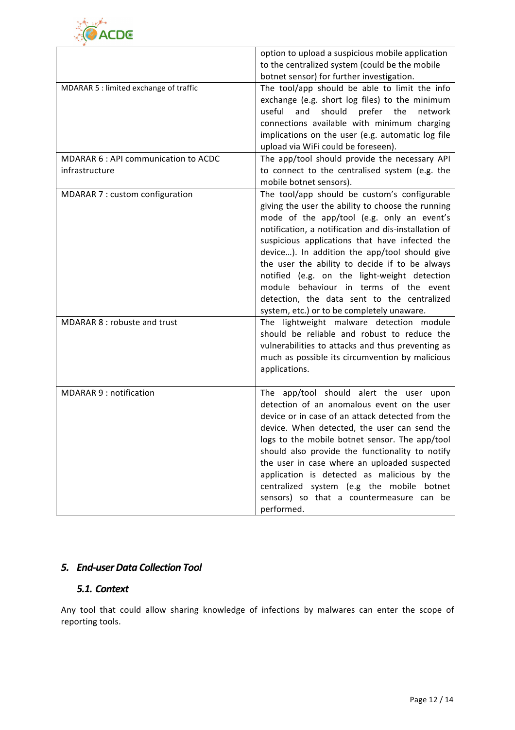| | |
|---|---|
| | option to upload a suspicious mobile application to the centralized system (could be the mobile botnet sensor) for further investigation. |
| MDARAR 5 : limited exchange of traffic | The tool/app should be able to limit the info exchange (e.g. short log files) to the minimum useful and should prefer the network connections available with minimum charging implications on the user (e.g. automatic log file upload via WiFi could be foreseen). |
| MDARAR 6 : API communication to ACDC infrastructure | The app/tool should provide the necessary API to connect to the centralised system (e.g. the mobile botnet sensors). |
| MDARAR 7 : custom configuration | The tool/app should be custom's configurable giving the user the ability to choose the running mode of the app/tool (e.g. only an event's notification, a notification and dis-installation of suspicious applications that have infected the device…). In addition the app/tool should give the user the ability to decide if to be always notified (e.g. on the light-weight detection module behaviour in terms of the event detection, the data sent to the centralized system, etc.) or to be completely unaware. |
| MDARAR 8 : robuste and trust | The lightweight malware detection module should be reliable and robust to reduce the vulnerabilities to attacks and thus preventing as much as possible its circumvention by malicious applications. |
| MDARAR 9 : notification | The app/tool should alert the user upon detection of an anomalous event on the user device or in case of an attack detected from the device. When detected, the user can send the logs to the mobile botnet sensor. The app/tool should also provide the functionality to notify the user in case where an uploaded suspected application is detected as malicious by the centralized system (e.g the mobile botnet sensors) so that a countermeasure can be performed. |

## *5. End-user Data Collection Tool*

### *5.1. Context*

Any tool that could allow sharing knowledge of infections by malwares can enter the scope of reporting tools.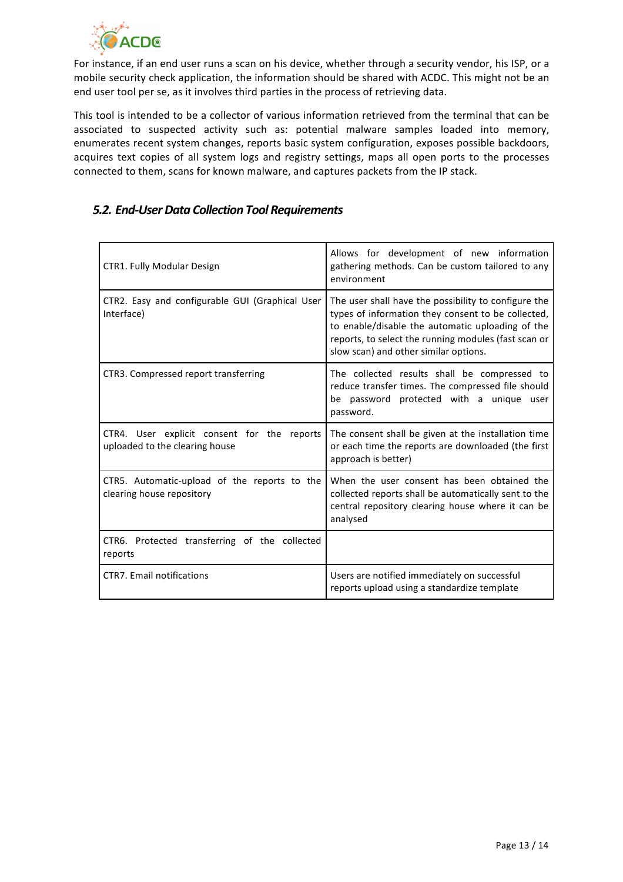For instance, if an end user runs a scan on his device, whether through a security vendor, his ISP, or a mobile security check application, the information should be shared with ACDC. This might not be an end user tool per se, as it involves third parties in the process of retrieving data.

This tool is intended to be a collector of various information retrieved from the terminal that can be associated to suspected activity such as: potential malware samples loaded into memory, enumerates recent system changes, reports basic system configuration, exposes possible backdoors, acquires text copies of all system logs and registry settings, maps all open ports to the processes connected to them, scans for known malware, and captures packets from the IP stack.

## *5.2. End-User Data Collection Tool Requirements*

| | |
|---|---|
| CTR1. Fully Modular Design | Allows for development of new information gathering methods. Can be custom tailored to any environment |
| CTR2. Easy and configurable GUI (Graphical User Interface) | The user shall have the possibility to configure the types of information they consent to be collected, to enable/disable the automatic uploading of the reports, to select the running modules (fast scan or slow scan) and other similar options. |
| CTR3. Compressed report transferring | The collected results shall be compressed to reduce transfer times. The compressed file should be password protected with a unique user password. |
| CTR4. User explicit consent for the reports uploaded to the clearing house | The consent shall be given at the installation time or each time the reports are downloaded (the first approach is better) |
| CTR5. Automatic-upload of the reports to the clearing house repository | When the user consent has been obtained the collected reports shall be automatically sent to the central repository clearing house where it can be analysed |
| CTR6. Protected transferring of the collected reports | |
| CTR7. Email notifications | Users are notified immediately on successful reports upload using a standardize template |